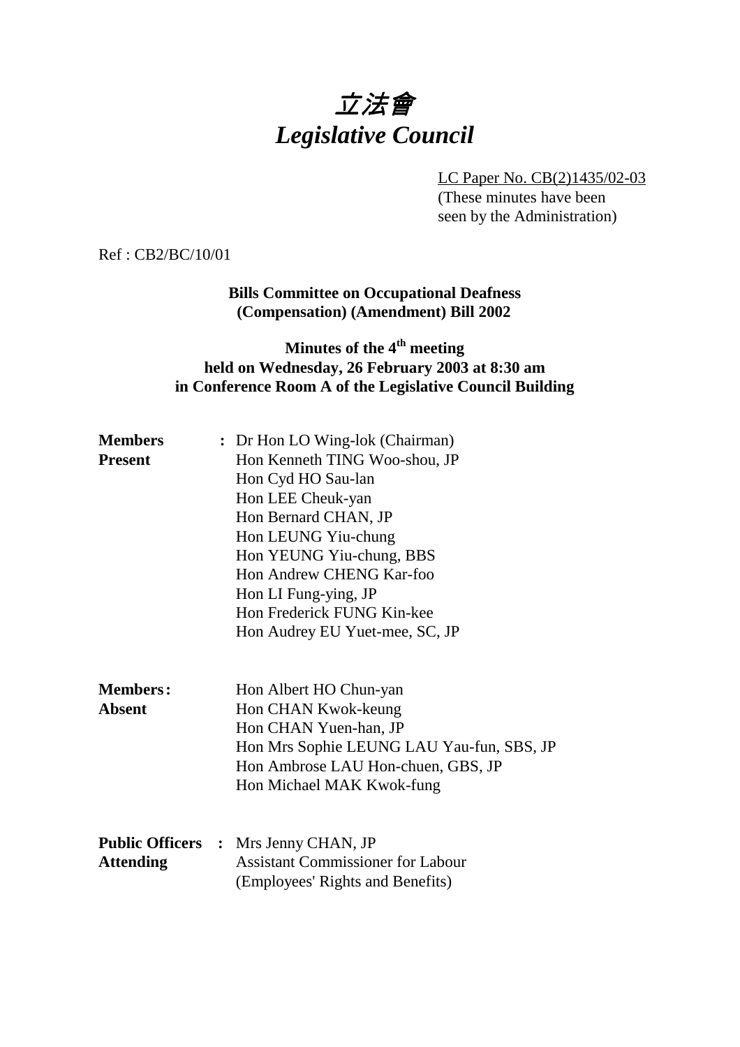# *立法會*
# *Legislative Council*

LC Paper No. CB(2)1435/02-03
(These minutes have been seen by the Administration)

Ref : CB2/BC/10/01

**Bills Committee on Occupational Deafness (Compensation) (Amendment) Bill 2002**

**Minutes of the 4th meeting held on Wednesday, 26 February 2003 at 8:30 am in Conference Room A of the Legislative Council Building**

**Members Present** :
Dr Hon LO Wing-lok (Chairman)
Hon Kenneth TING Woo-shou, JP
Hon Cyd HO Sau-lan
Hon LEE Cheuk-yan
Hon Bernard CHAN, JP
Hon LEUNG Yiu-chung
Hon YEUNG Yiu-chung, BBS
Hon Andrew CHENG Kar-foo
Hon LI Fung-ying, JP
Hon Frederick FUNG Kin-kee
Hon Audrey EU Yuet-mee, SC, JP

**Members Absent** :
Hon Albert HO Chun-yan
Hon CHAN Kwok-keung
Hon CHAN Yuen-han, JP
Hon Mrs Sophie LEUNG LAU Yau-fun, SBS, JP
Hon Ambrose LAU Hon-chuen, GBS, JP
Hon Michael MAK Kwok-fung

**Public Officers Attending** :
Mrs Jenny CHAN, JP
Assistant Commissioner for Labour
(Employees' Rights and Benefits)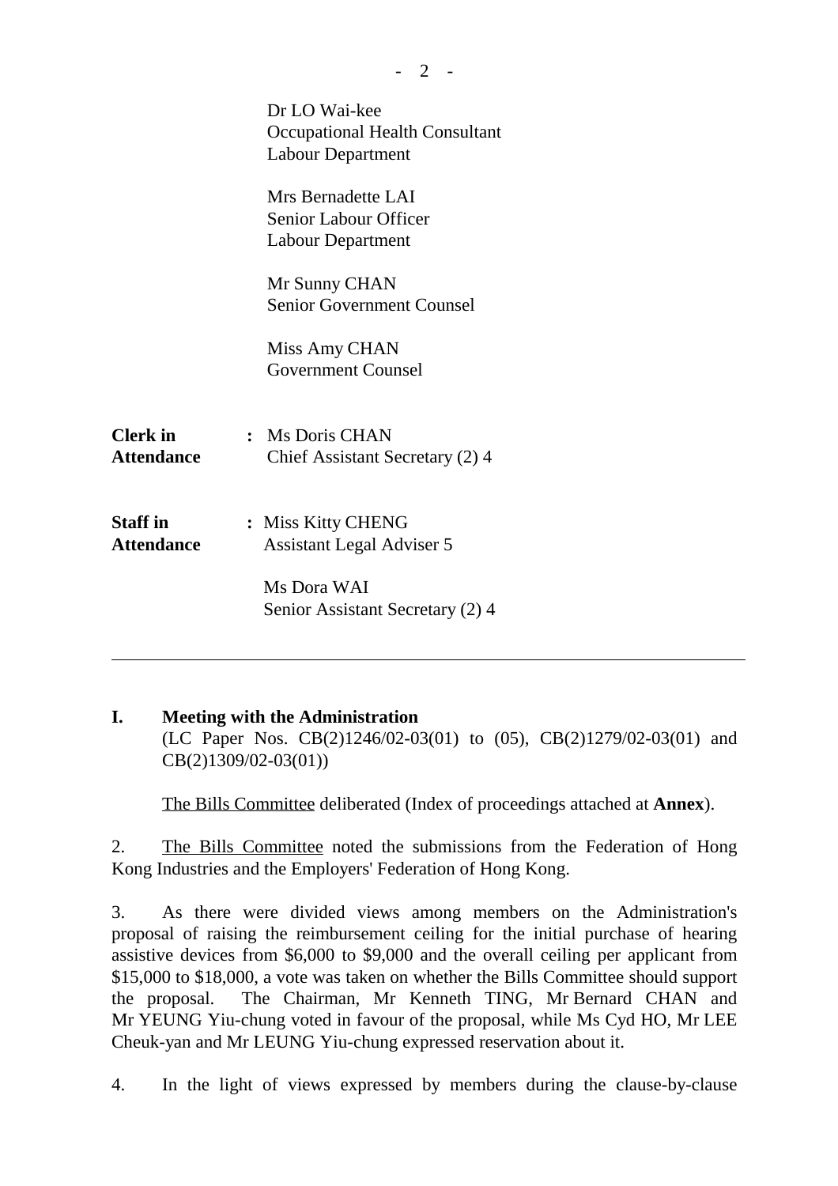Dr LO Wai-kee
Occupational Health Consultant
Labour Department

Mrs Bernadette LAI
Senior Labour Officer
Labour Department

Mr Sunny CHAN
Senior Government Counsel

Miss Amy CHAN
Government Counsel

**Clerk in Attendance** : Ms Doris CHAN
Chief Assistant Secretary (2) 4

**Staff in Attendance** : Miss Kitty CHENG
Assistant Legal Adviser 5

Ms Dora WAI
Senior Assistant Secretary (2) 4

---

**I. Meeting with the Administration**
(LC Paper Nos. CB(2)1246/02-03(01) to (05), CB(2)1279/02-03(01) and CB(2)1309/02-03(01))

The Bills Committee deliberated (Index of proceedings attached at **Annex**).

2. The Bills Committee noted the submissions from the Federation of Hong Kong Industries and the Employers' Federation of Hong Kong.

3. As there were divided views among members on the Administration's proposal of raising the reimbursement ceiling for the initial purchase of hearing assistive devices from $6,000 to $9,000 and the overall ceiling per applicant from $15,000 to $18,000, a vote was taken on whether the Bills Committee should support the proposal. The Chairman, Mr Kenneth TING, Mr Bernard CHAN and Mr YEUNG Yiu-chung voted in favour of the proposal, while Ms Cyd HO, Mr LEE Cheuk-yan and Mr LEUNG Yiu-chung expressed reservation about it.

4. In the light of views expressed by members during the clause-by-clause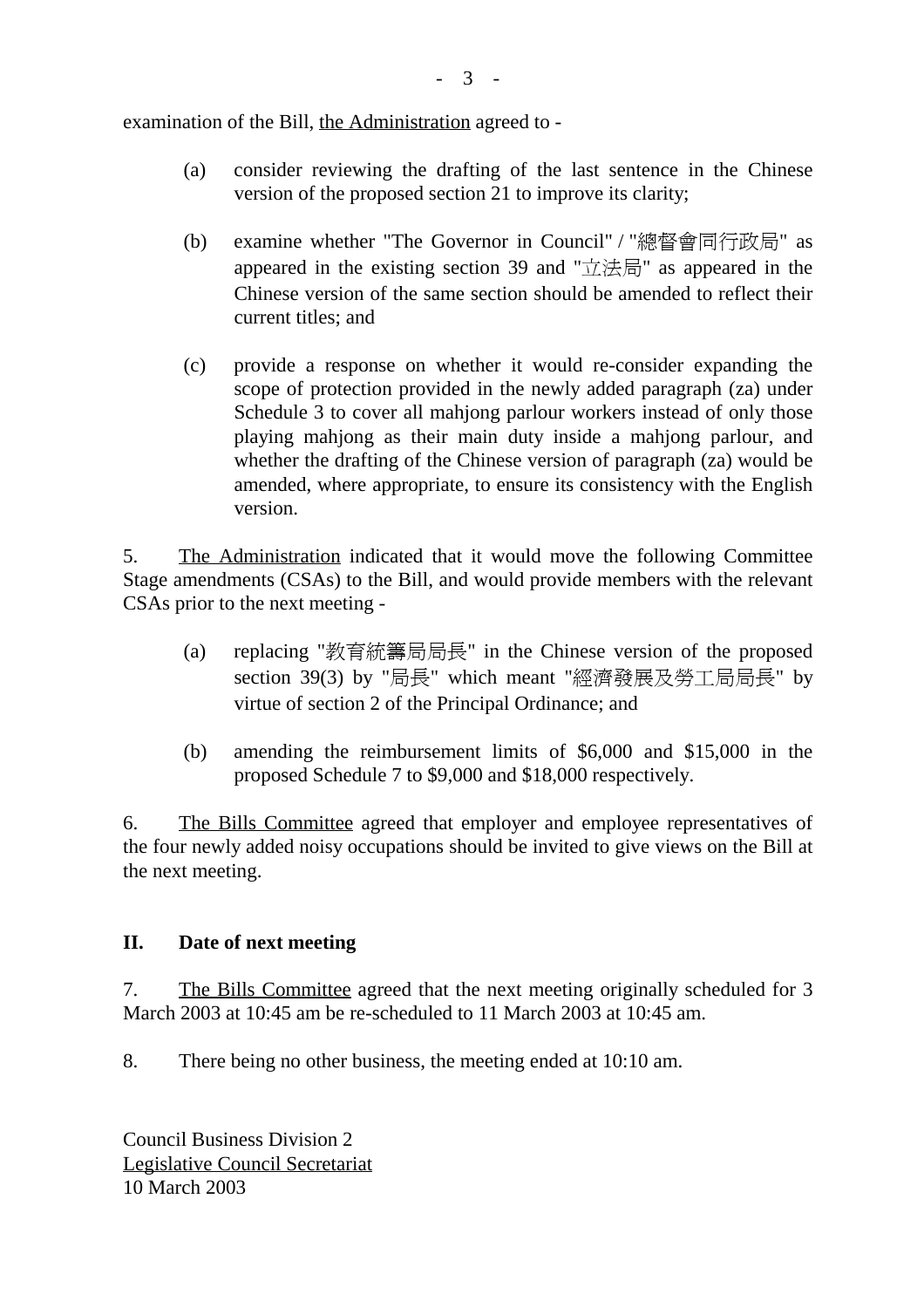examination of the Bill, the Administration agreed to -

(a) consider reviewing the drafting of the last sentence in the Chinese version of the proposed section 21 to improve its clarity;

(b) examine whether "The Governor in Council" / "總督會同行政局" as appeared in the existing section 39 and "立法局" as appeared in the Chinese version of the same section should be amended to reflect their current titles; and

(c) provide a response on whether it would re-consider expanding the scope of protection provided in the newly added paragraph (za) under Schedule 3 to cover all mahjong parlour workers instead of only those playing mahjong as their main duty inside a mahjong parlour, and whether the drafting of the Chinese version of paragraph (za) would be amended, where appropriate, to ensure its consistency with the English version.

5. The Administration indicated that it would move the following Committee Stage amendments (CSAs) to the Bill, and would provide members with the relevant CSAs prior to the next meeting -

(a) replacing "教育統籌局局長" in the Chinese version of the proposed section 39(3) by "局長" which meant "經濟發展及勞工局局長" by virtue of section 2 of the Principal Ordinance; and

(b) amending the reimbursement limits of $6,000 and $15,000 in the proposed Schedule 7 to $9,000 and $18,000 respectively.

6. The Bills Committee agreed that employer and employee representatives of the four newly added noisy occupations should be invited to give views on the Bill at the next meeting.

## II. Date of next meeting

7. The Bills Committee agreed that the next meeting originally scheduled for 3 March 2003 at 10:45 am be re-scheduled to 11 March 2003 at 10:45 am.

8. There being no other business, the meeting ended at 10:10 am.

Council Business Division 2
Legislative Council Secretariat
10 March 2003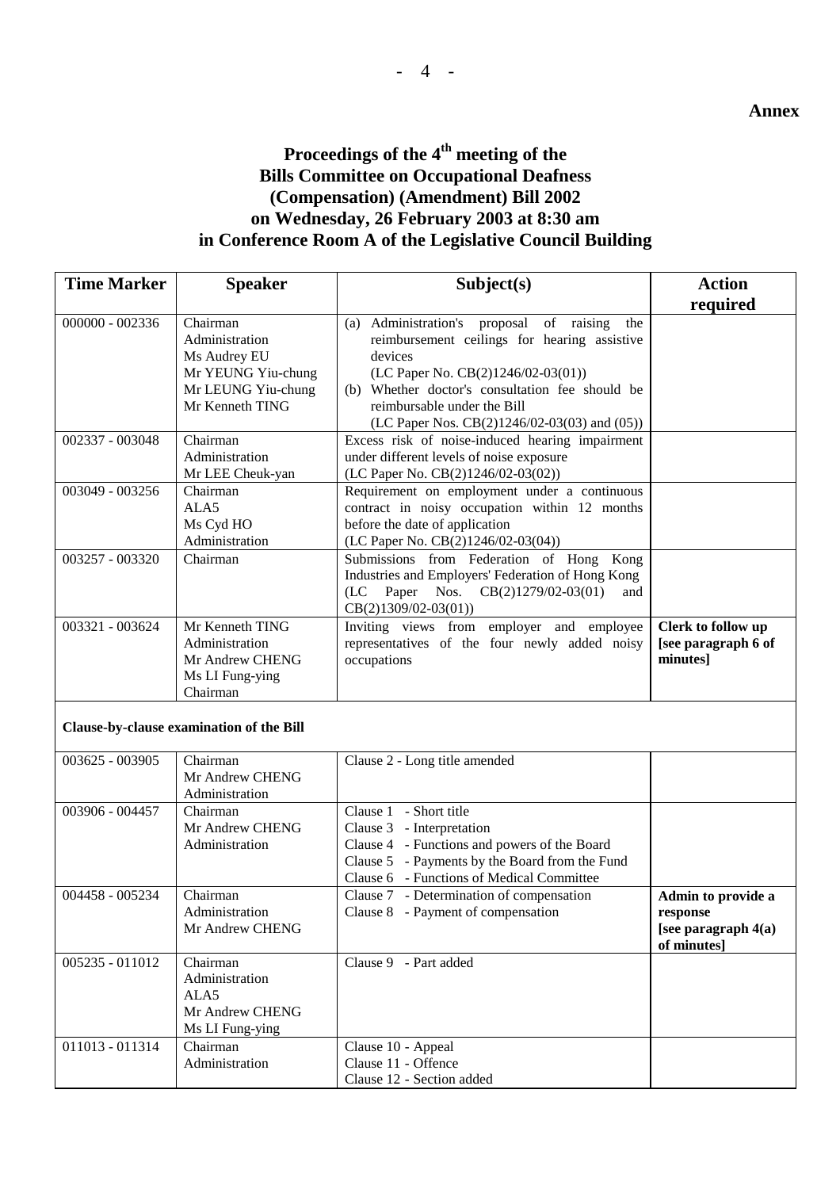**Annex**

# Proceedings of the 4th meeting of the Bills Committee on Occupational Deafness (Compensation) (Amendment) Bill 2002 on Wednesday, 26 February 2003 at 8:30 am in Conference Room A of the Legislative Council Building

| Time Marker | Speaker | Subject(s) | Action required |
|---|---|---|---|
| 000000 - 002336 | Chairman<br>Administration<br>Ms Audrey EU<br>Mr YEUNG Yiu-chung<br>Mr LEUNG Yiu-chung<br>Mr Kenneth TING | (a) Administration's proposal of raising the reimbursement ceilings for hearing assistive devices<br>(LC Paper No. CB(2)1246/02-03(01))<br>(b) Whether doctor's consultation fee should be reimbursable under the Bill<br>(LC Paper Nos. CB(2)1246/02-03(03) and (05)) | |
| 002337 - 003048 | Chairman<br>Administration<br>Mr LEE Cheuk-yan | Excess risk of noise-induced hearing impairment under different levels of noise exposure<br>(LC Paper No. CB(2)1246/02-03(02)) | |
| 003049 - 003256 | Chairman<br>ALA5<br>Ms Cyd HO<br>Administration | Requirement on employment under a continuous contract in noisy occupation within 12 months before the date of application<br>(LC Paper No. CB(2)1246/02-03(04)) | |
| 003257 - 003320 | Chairman | Submissions from Federation of Hong Kong Industries and Employers' Federation of Hong Kong (LC Paper Nos. CB(2)1279/02-03(01) and CB(2)1309/02-03(01)) | |
| 003321 - 003624 | Mr Kenneth TING<br>Administration<br>Mr Andrew CHENG<br>Ms LI Fung-ying<br>Chairman | Inviting views from employer and employee representatives of the four newly added noisy occupations | **Clerk to follow up [see paragraph 6 of minutes]** |
| **Clause-by-clause examination of the Bill** | | | |
| 003625 - 003905 | Chairman<br>Mr Andrew CHENG<br>Administration | Clause 2 - Long title amended | |
| 003906 - 004457 | Chairman<br>Mr Andrew CHENG<br>Administration | Clause 1 - Short title<br>Clause 3 - Interpretation<br>Clause 4 - Functions and powers of the Board<br>Clause 5 - Payments by the Board from the Fund<br>Clause 6 - Functions of Medical Committee | |
| 004458 - 005234 | Chairman<br>Administration<br>Mr Andrew CHENG | Clause 7 - Determination of compensation<br>Clause 8 - Payment of compensation | **Admin to provide a response [see paragraph 4(a) of minutes]** |
| 005235 - 011012 | Chairman<br>Administration<br>ALA5<br>Mr Andrew CHENG<br>Ms LI Fung-ying | Clause 9 - Part added | |
| 011013 - 011314 | Chairman<br>Administration | Clause 10 - Appeal<br>Clause 11 - Offence<br>Clause 12 - Section added | |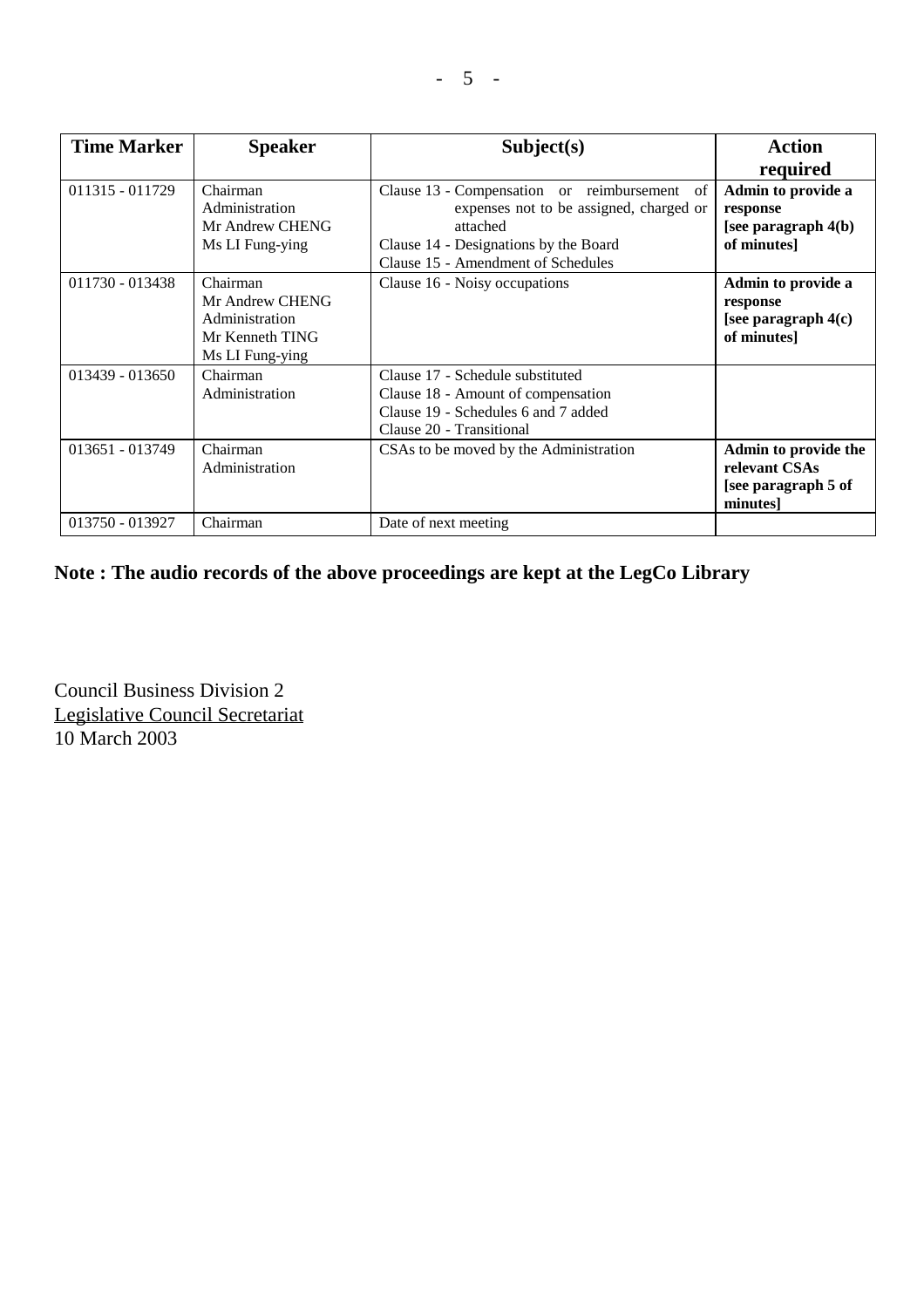| Time Marker | Speaker | Subject(s) | Action required |
|---|---|---|---|
| 011315 - 011729 | Chairman<br>Administration<br>Mr Andrew CHENG<br>Ms LI Fung-ying | Clause 13 - Compensation or reimbursement of expenses not to be assigned, charged or attached<br>Clause 14 - Designations by the Board<br>Clause 15 - Amendment of Schedules | **Admin to provide a response [see paragraph 4(b) of minutes]** |
| 011730 - 013438 | Chairman<br>Mr Andrew CHENG<br>Administration<br>Mr Kenneth TING<br>Ms LI Fung-ying | Clause 16 - Noisy occupations | **Admin to provide a response [see paragraph 4(c) of minutes]** |
| 013439 - 013650 | Chairman<br>Administration | Clause 17 - Schedule substituted<br>Clause 18 - Amount of compensation<br>Clause 19 - Schedules 6 and 7 added<br>Clause 20 - Transitional | |
| 013651 - 013749 | Chairman<br>Administration | CSAs to be moved by the Administration | **Admin to provide the relevant CSAs [see paragraph 5 of minutes]** |
| 013750 - 013927 | Chairman | Date of next meeting | |

**Note : The audio records of the above proceedings are kept at the LegCo Library**

Council Business Division 2
Legislative Council Secretariat
10 March 2003